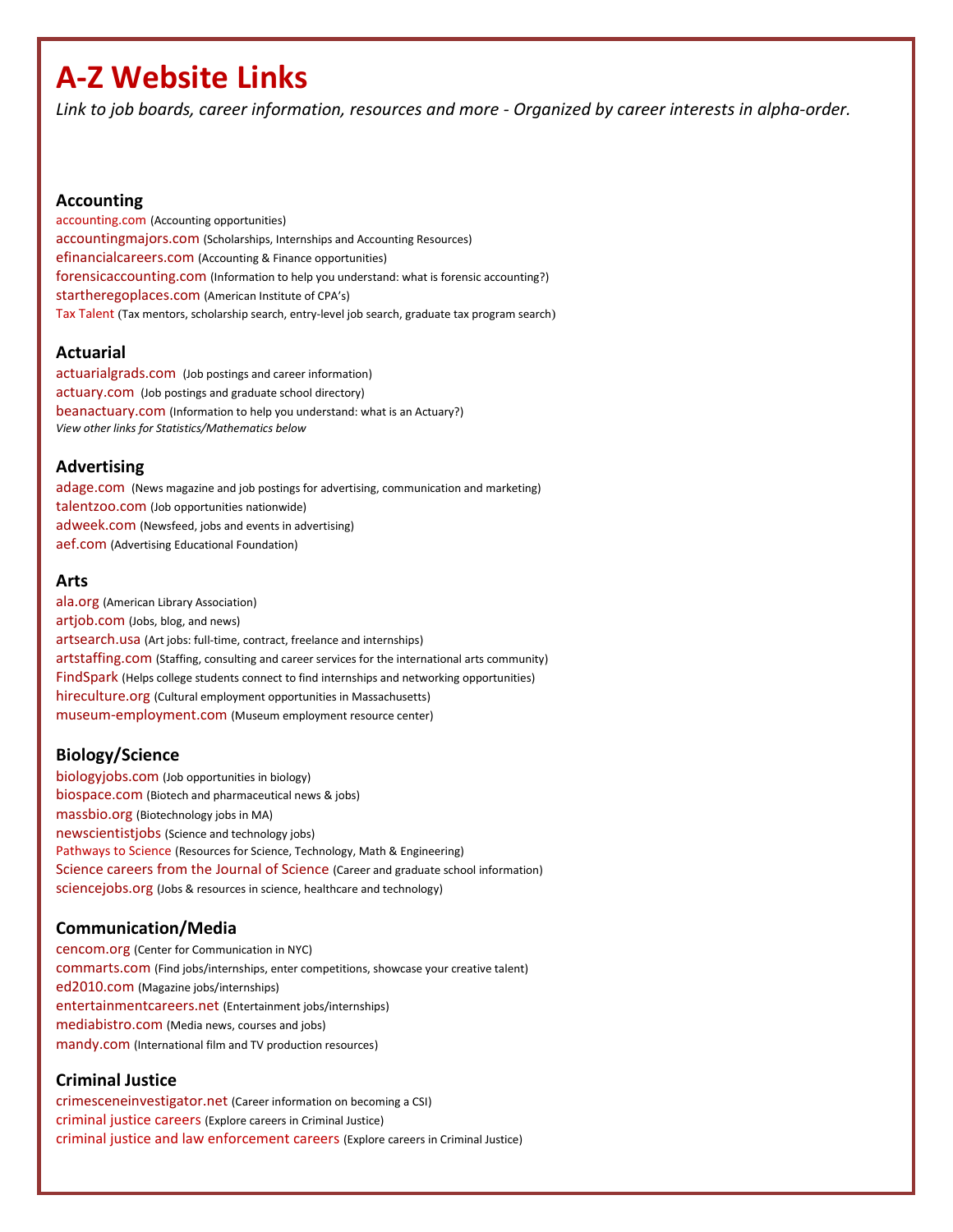# A-Z Website Links

*Link to job boards, career information, resources and more - Organized by career interests in alpha-order.*

## Accounting

accounting.com (Accounting opportunities)
accountingmajors.com (Scholarships, Internships and Accounting Resources)
efinancialcareers.com (Accounting & Finance opportunities)
forensicaccounting.com (Information to help you understand: what is forensic accounting?)
starttheregoplaces.com (American Institute of CPA's)
Tax Talent (Tax mentors, scholarship search, entry-level job search, graduate tax program search)

## Actuarial

actuarialgrads.com (Job postings and career information)
actuary.com (Job postings and graduate school directory)
beanactuary.com (Information to help you understand: what is an Actuary?)
*View other links for Statistics/Mathematics below*

## Advertising

adage.com (News magazine and job postings for advertising, communication and marketing)
talentzoo.com (Job opportunities nationwide)
adweek.com (Newsfeed, jobs and events in advertising)
aef.com (Advertising Educational Foundation)

## Arts

ala.org (American Library Association)
artjob.com (Jobs, blog, and news)
artsearch.usa (Art jobs: full-time, contract, freelance and internships)
artstaffing.com (Staffing, consulting and career services for the international arts community)
FindSpark (Helps college students connect to find internships and networking opportunities)
hireculture.org (Cultural employment opportunities in Massachusetts)
museum-employment.com (Museum employment resource center)

## Biology/Science

biologyjobs.com (Job opportunities in biology)
biospace.com (Biotech and pharmaceutical news & jobs)
massbio.org (Biotechnology jobs in MA)
newscientistjobs (Science and technology jobs)
Pathways to Science (Resources for Science, Technology, Math & Engineering)
Science careers from the Journal of Science (Career and graduate school information)
sciencejobs.org (Jobs & resources in science, healthcare and technology)

## Communication/Media

cencom.org (Center for Communication in NYC)
commarts.com (Find jobs/internships, enter competitions, showcase your creative talent)
ed2010.com (Magazine jobs/internships)
entertainmentcareers.net (Entertainment jobs/internships)
mediabistro.com (Media news, courses and jobs)
mandy.com (International film and TV production resources)

## Criminal Justice

crimesceneinvestigator.net (Career information on becoming a CSI)
criminal justice careers (Explore careers in Criminal Justice)
criminal justice and law enforcement careers (Explore careers in Criminal Justice)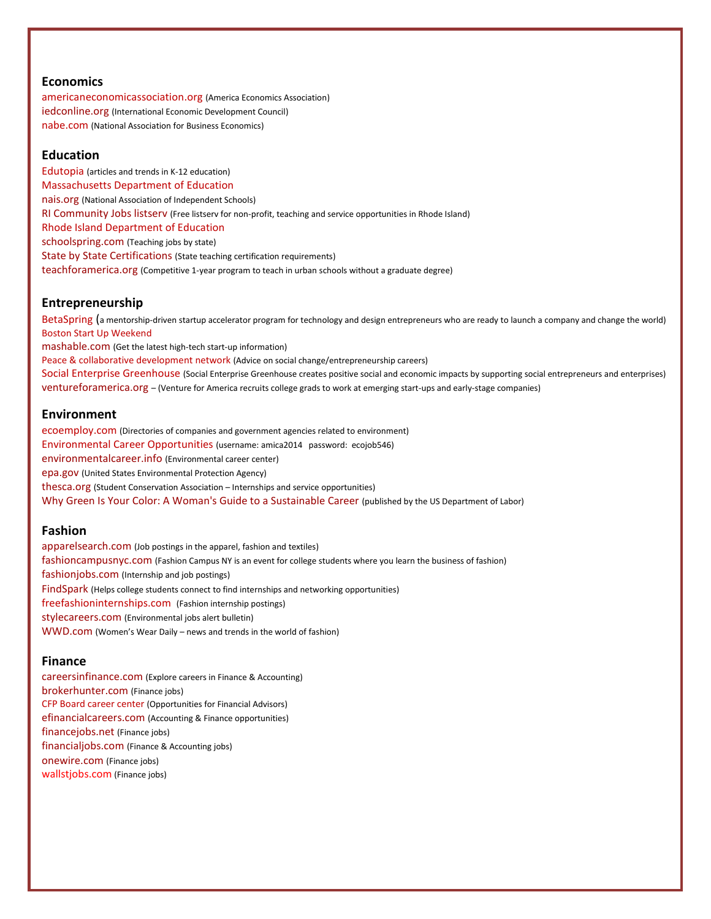## Economics

americaneconomicassociation.org (America Economics Association)
iedconline.org (International Economic Development Council)
nabe.com (National Association for Business Economics)

## Education

Edutopia (articles and trends in K-12 education)
Massachusetts Department of Education
nais.org (National Association of Independent Schools)
RI Community Jobs listserv (Free listserv for non-profit, teaching and service opportunities in Rhode Island)
Rhode Island Department of Education
schoolspring.com (Teaching jobs by state)
State by State Certifications (State teaching certification requirements)
teachforamerica.org (Competitive 1-year program to teach in urban schools without a graduate degree)

## Entrepreneurship

BetaSpring (a mentorship-driven startup accelerator program for technology and design entrepreneurs who are ready to launch a company and change the world)
Boston Start Up Weekend
mashable.com (Get the latest high-tech start-up information)
Peace & collaborative development network (Advice on social change/entrepreneurship careers)
Social Enterprise Greenhouse (Social Enterprise Greenhouse creates positive social and economic impacts by supporting social entrepreneurs and enterprises)
ventureforamerica.org – (Venture for America recruits college grads to work at emerging start-ups and early-stage companies)

## Environment

ecoemploy.com (Directories of companies and government agencies related to environment)
Environmental Career Opportunities (username: amica2014 password: ecojob546)
environmentalcareer.info (Environmental career center)
epa.gov (United States Environmental Protection Agency)
thesca.org (Student Conservation Association – Internships and service opportunities)
Why Green Is Your Color: A Woman's Guide to a Sustainable Career (published by the US Department of Labor)

## Fashion

apparelsearch.com (Job postings in the apparel, fashion and textiles)
fashioncampusnyc.com (Fashion Campus NY is an event for college students where you learn the business of fashion)
fashionjobs.com (Internship and job postings)
FindSpark (Helps college students connect to find internships and networking opportunities)
freefashioninternships.com (Fashion internship postings)
stylecareers.com (Environmental jobs alert bulletin)
WWD.com (Women's Wear Daily – news and trends in the world of fashion)

## Finance

careersinfinance.com (Explore careers in Finance & Accounting)
brokerhunter.com (Finance jobs)
CFP Board career center (Opportunities for Financial Advisors)
efinancialcareers.com (Accounting & Finance opportunities)
financejobs.net (Finance jobs)
financialjobs.com (Finance & Accounting jobs)
onewire.com (Finance jobs)
wallstjobs.com (Finance jobs)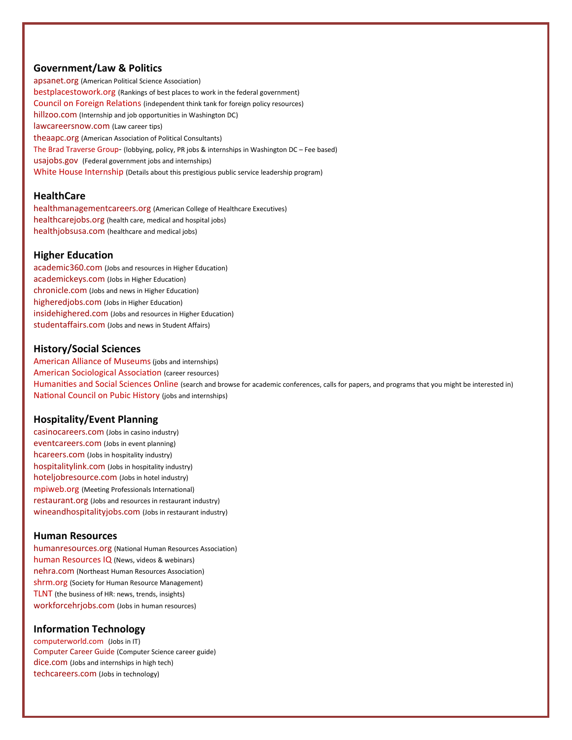## Government/Law & Politics

apsanet.org (American Political Science Association)
bestplacestowork.org (Rankings of best places to work in the federal government)
Council on Foreign Relations (independent think tank for foreign policy resources)
hillzoo.com (Internship and job opportunities in Washington DC)
lawcareersnow.com (Law career tips)
theaapc.org (American Association of Political Consultants)
The Brad Traverse Group- (lobbying, policy, PR jobs & internships in Washington DC – Fee based)
usajobs.gov (Federal government jobs and internships)
White House Internship (Details about this prestigious public service leadership program)

## HealthCare

healthmanagementcareers.org (American College of Healthcare Executives)
healthcarejobs.org (health care, medical and hospital jobs)
healthjobsusa.com (healthcare and medical jobs)

## Higher Education

academic360.com (Jobs and resources in Higher Education)
academickeys.com (Jobs in Higher Education)
chronicle.com (Jobs and news in Higher Education)
higheredjobs.com (Jobs in Higher Education)
insidehighered.com (Jobs and resources in Higher Education)
studentaffairs.com (Jobs and news in Student Affairs)

## History/Social Sciences

American Alliance of Museums (jobs and internships)
American Sociological Association (career resources)
Humanities and Social Sciences Online (search and browse for academic conferences, calls for papers, and programs that you might be interested in)
National Council on Pubic History (jobs and internships)

## Hospitality/Event Planning

casinocareers.com (Jobs in casino industry)
eventcareers.com (Jobs in event planning)
hcareers.com (Jobs in hospitality industry)
hospitalitylink.com (Jobs in hospitality industry)
hoteljobresource.com (Jobs in hotel industry)
mpiweb.org (Meeting Professionals International)
restaurant.org (Jobs and resources in restaurant industry)
wineandhospitalityjobs.com (Jobs in restaurant industry)

## Human Resources

humanresources.org (National Human Resources Association)
human Resources IQ (News, videos & webinars)
nehra.com (Northeast Human Resources Association)
shrm.org (Society for Human Resource Management)
TLNT (the business of HR: news, trends, insights)
workforcehrjobs.com (Jobs in human resources)

## Information Technology

computerworld.com (Jobs in IT)
Computer Career Guide (Computer Science career guide)
dice.com (Jobs and internships in high tech)
techcareers.com (Jobs in technology)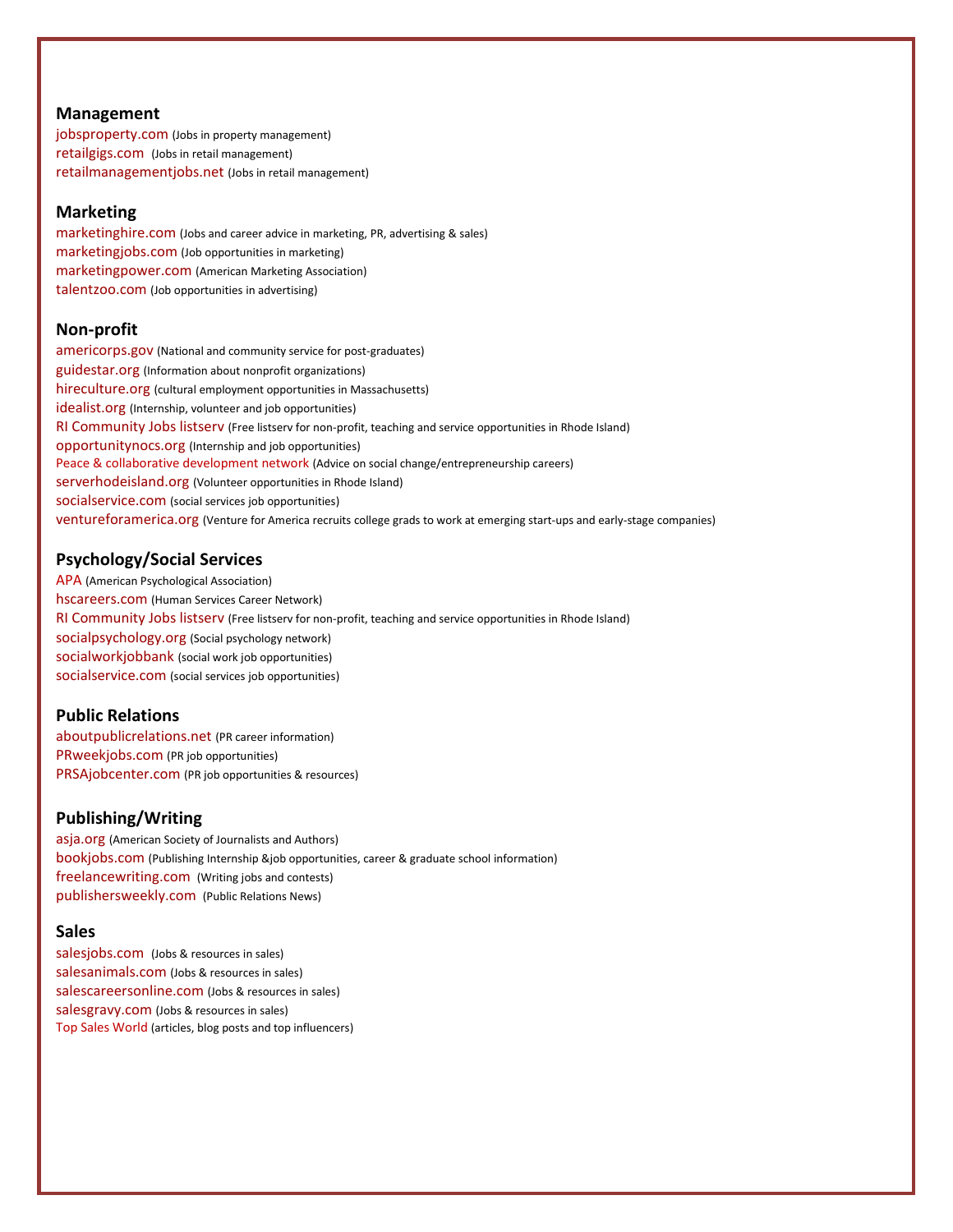### Management

jobsproperty.com (Jobs in property management)
retailgigs.com (Jobs in retail management)
retailmanagementjobs.net (Jobs in retail management)

### Marketing

marketinghire.com (Jobs and career advice in marketing, PR, advertising & sales)
marketingjobs.com (Job opportunities in marketing)
marketingpower.com (American Marketing Association)
talentzoo.com (Job opportunities in advertising)

### Non-profit

americorps.gov (National and community service for post-graduates)
guidestar.org (Information about nonprofit organizations)
hireculture.org (cultural employment opportunities in Massachusetts)
idealist.org (Internship, volunteer and job opportunities)
RI Community Jobs listserv (Free listserv for non-profit, teaching and service opportunities in Rhode Island)
opportunitynocs.org (Internship and job opportunities)
Peace & collaborative development network (Advice on social change/entrepreneurship careers)
serverhodeisland.org (Volunteer opportunities in Rhode Island)
socialservice.com (social services job opportunities)
ventureforamerica.org (Venture for America recruits college grads to work at emerging start-ups and early-stage companies)

### Psychology/Social Services

APA (American Psychological Association)
hscareers.com (Human Services Career Network)
RI Community Jobs listserv (Free listserv for non-profit, teaching and service opportunities in Rhode Island)
socialpsychology.org (Social psychology network)
socialworkjobbank (social work job opportunities)
socialservice.com (social services job opportunities)

### Public Relations

aboutpublicrelations.net (PR career information)
PRweekjobs.com (PR job opportunities)
PRSAjobcenter.com (PR job opportunities & resources)

### Publishing/Writing

asja.org (American Society of Journalists and Authors)
bookjobs.com (Publishing Internship &job opportunities, career & graduate school information)
freelancewriting.com (Writing jobs and contests)
publishersweekly.com (Public Relations News)

### Sales

salesjobs.com (Jobs & resources in sales)
salesanimals.com (Jobs & resources in sales)
salescareersonline.com (Jobs & resources in sales)
salesgravy.com (Jobs & resources in sales)
Top Sales World (articles, blog posts and top influencers)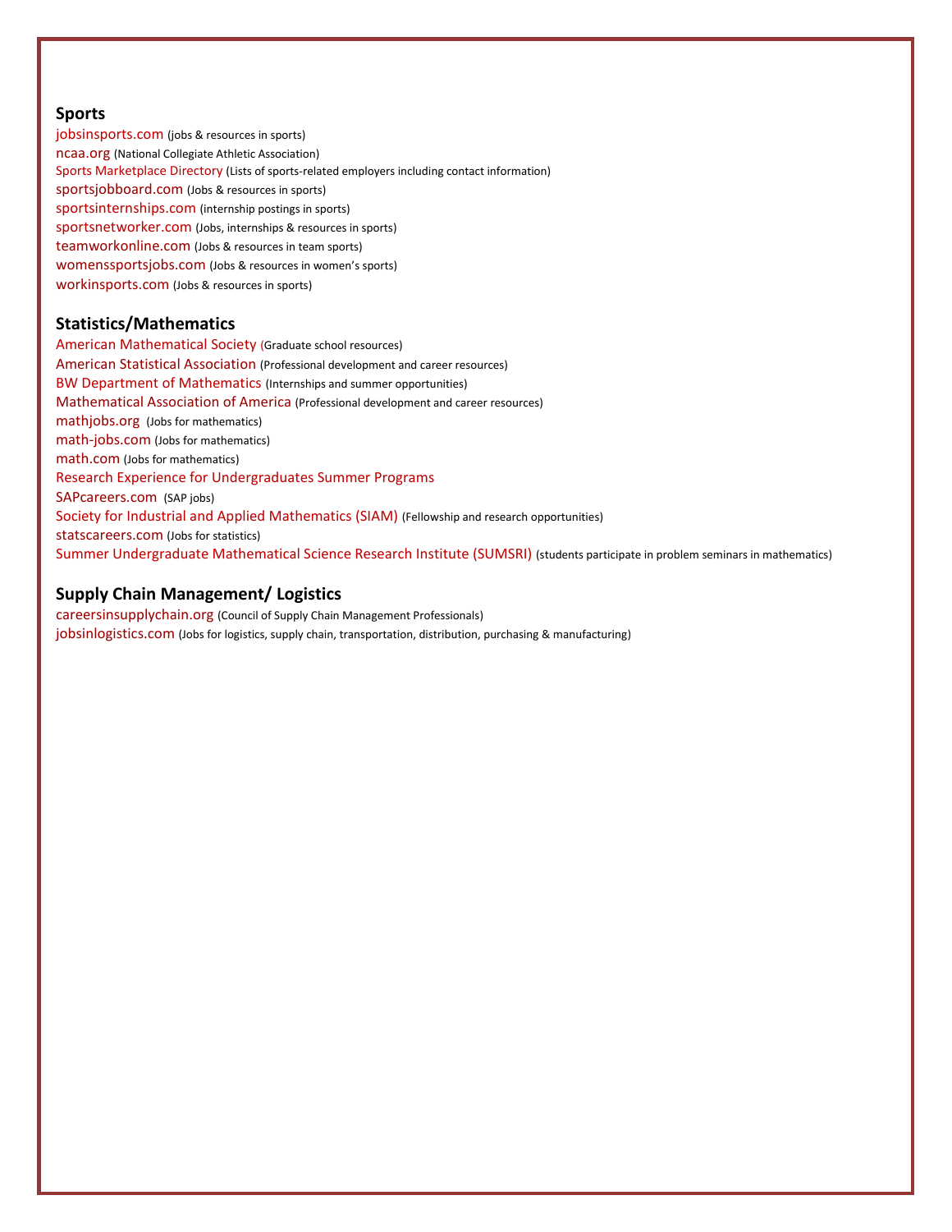## Sports

jobsinsports.com (jobs & resources in sports)
ncaa.org (National Collegiate Athletic Association)
Sports Marketplace Directory (Lists of sports-related employers including contact information)
sportsjobboard.com (Jobs & resources in sports)
sportsinternships.com (internship postings in sports)
sportsnetworker.com (Jobs, internships & resources in sports)
teamworkonline.com (Jobs & resources in team sports)
womenssportsjobs.com (Jobs & resources in women's sports)
workinsports.com (Jobs & resources in sports)

## Statistics/Mathematics

American Mathematical Society (Graduate school resources)
American Statistical Association (Professional development and career resources)
BW Department of Mathematics (Internships and summer opportunities)
Mathematical Association of America (Professional development and career resources)
mathjobs.org (Jobs for mathematics)
math-jobs.com (Jobs for mathematics)
math.com (Jobs for mathematics)
Research Experience for Undergraduates Summer Programs
SAPcareers.com (SAP jobs)
Society for Industrial and Applied Mathematics (SIAM) (Fellowship and research opportunities)
statscareers.com (Jobs for statistics)
Summer Undergraduate Mathematical Science Research Institute (SUMSRI) (students participate in problem seminars in mathematics)

## Supply Chain Management/ Logistics

careersinsupplychain.org (Council of Supply Chain Management Professionals)
jobsinlogistics.com (Jobs for logistics, supply chain, transportation, distribution, purchasing & manufacturing)